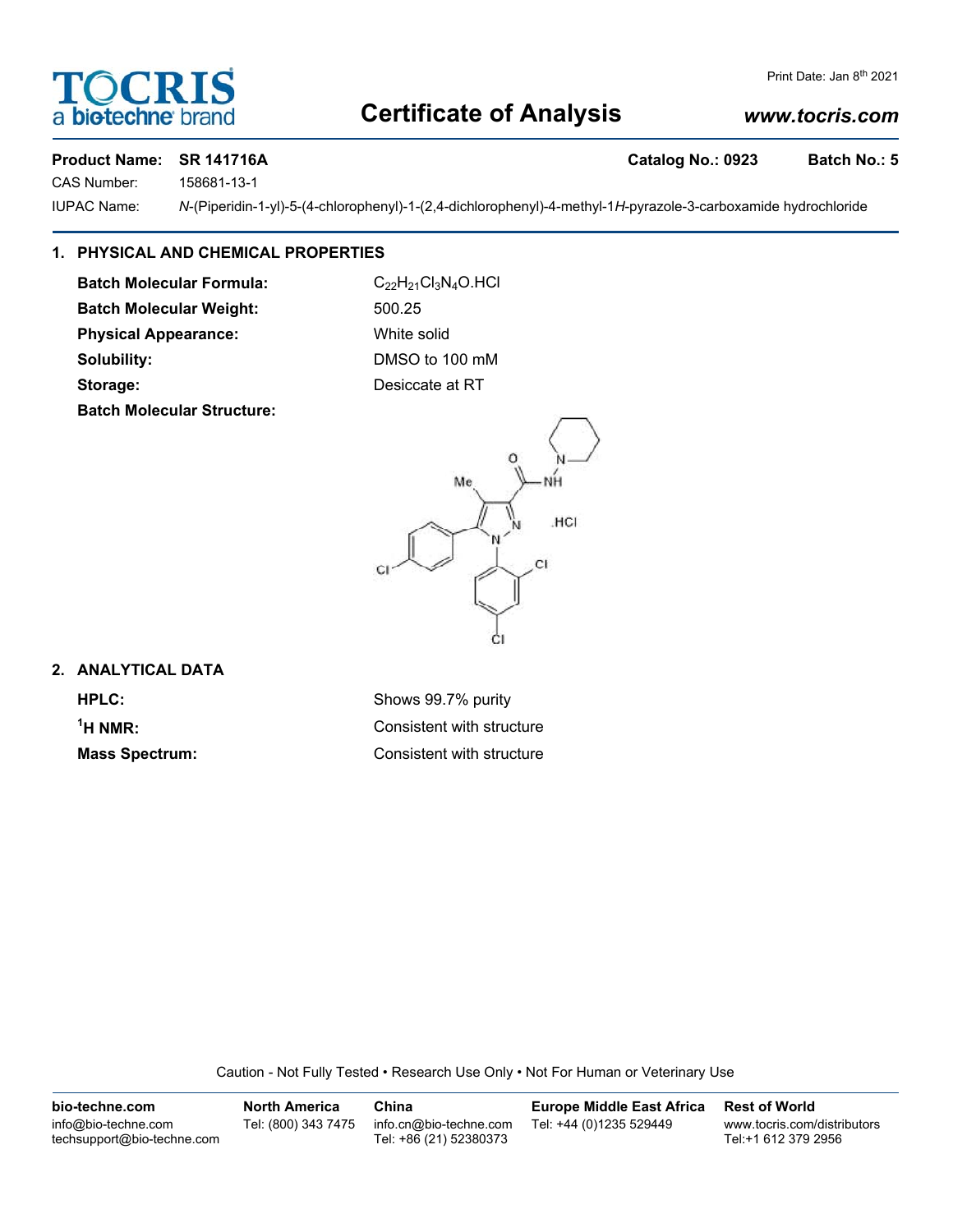# Certificate of Analysis

Print Date: Jan 8th 2021

www.tocris.com

**Product Name: SR 141716A** **Catalog No.: 0923** **Batch No.: 5**

CAS Number: 158681-13-1

IUPAC Name: *N*-(Piperidin-1-yl)-5-(4-chlorophenyl)-1-(2,4-dichlorophenyl)-4-methyl-1*H*-pyrazole-3-carboxamide hydrochloride

## 1. PHYSICAL AND CHEMICAL PROPERTIES

**Batch Molecular Formula:** $C_{22}H_{21}Cl_3N_4O.HCl$

**Batch Molecular Weight:** 500.25

**Physical Appearance:** White solid

**Solubility:** DMSO to 100 mM

**Storage:** Desiccate at RT

**Batch Molecular Structure:**

## 2. ANALYTICAL DATA

**HPLC:** Shows 99.7% purity

**$^1$H NMR:** Consistent with structure

**Mass Spectrum:** Consistent with structure

Caution - Not Fully Tested • Research Use Only • Not For Human or Veterinary Use

| bio-techne.com | North America | China | Europe Middle East Africa | Rest of World |
|---|---|---|---|---|
| info@bio-techne.com<br>techsupport@bio-techne.com | Tel: (800) 343 7475 | info.cn@bio-techne.com<br>Tel: +86 (21) 52380373 | Tel: +44 (0)1235 529449 | www.tocris.com/distributors<br>Tel:+1 612 379 2956 |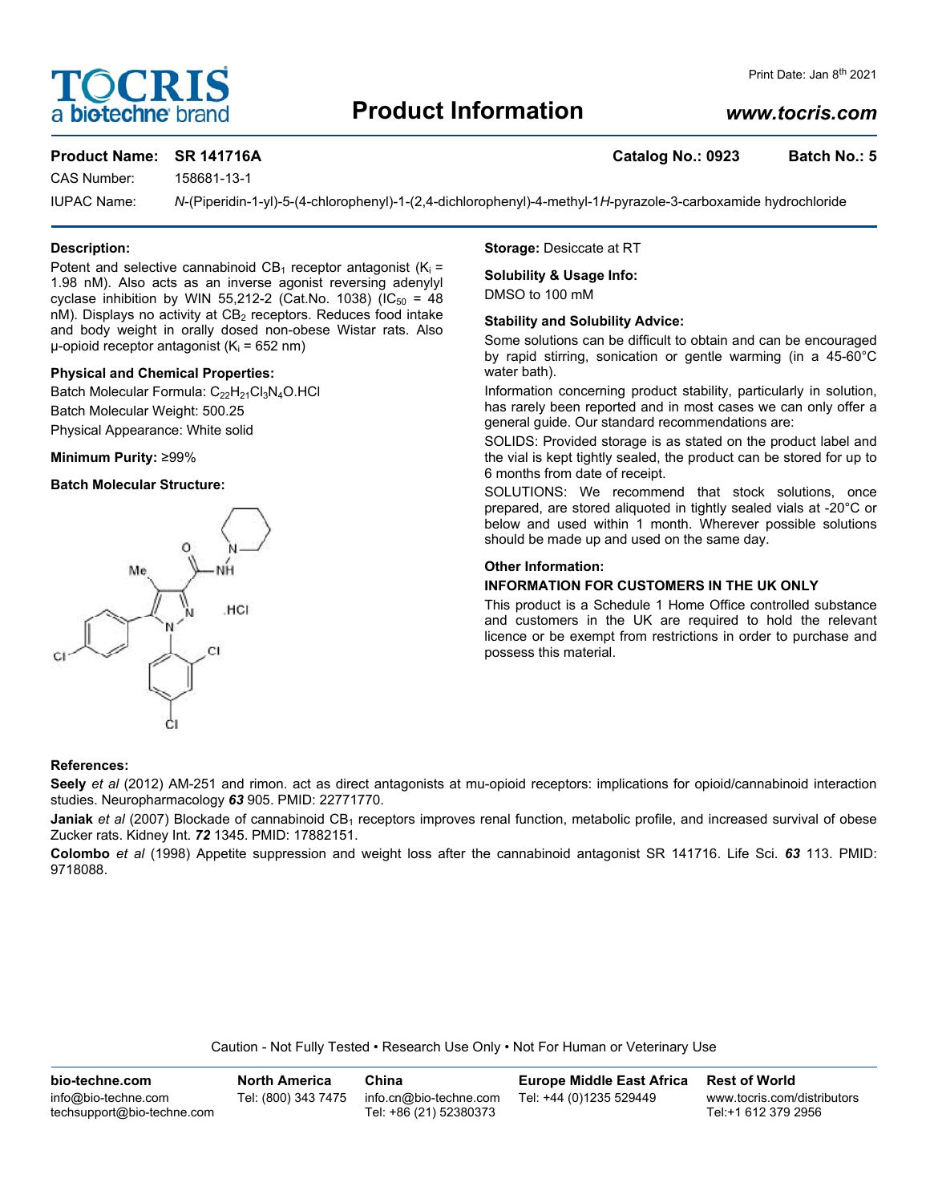# TOCRIS a biotechne brand

# Product Information

*www.tocris.com*

Print Date: Jan 8th 2021

**Product Name:** **SR 141716A** **Catalog No.: 0923** **Batch No.: 5**

CAS Number: 158681-13-1

IUPAC Name: *N*-(Piperidin-1-yl)-5-(4-chlorophenyl)-1-(2,4-dichlorophenyl)-4-methyl-1*H*-pyrazole-3-carboxamide hydrochloride

**Description:**

Potent and selective cannabinoid $CB_1$ receptor antagonist ($K_i$ = 1.98 nM). Also acts as an inverse agonist reversing adenylyl cyclase inhibition by WIN 55,212-2 (Cat.No. 1038) ($IC_{50}$ = 48 nM). Displays no activity at $CB_2$ receptors. Reduces food intake and body weight in orally dosed non-obese Wistar rats. Also μ-opioid receptor antagonist ($K_i$ = 652 nm)

**Physical and Chemical Properties:**

Batch Molecular Formula: $C_{22}H_{21}Cl_3N_4O.HCl$

Batch Molecular Weight: 500.25

Physical Appearance: White solid

**Minimum Purity:** ≥99%

**Batch Molecular Structure:**

Me
O
N
NH
N
N
.HCl
Cl
Cl
Cl

**Storage:** Desiccate at RT

**Solubility & Usage Info:**

DMSO to 100 mM

**Stability and Solubility Advice:**

Some solutions can be difficult to obtain and can be encouraged by rapid stirring, sonication or gentle warming (in a 45-60°C water bath).

Information concerning product stability, particularly in solution, has rarely been reported and in most cases we can only offer a general guide. Our standard recommendations are:

SOLIDS: Provided storage is as stated on the product label and the vial is kept tightly sealed, the product can be stored for up to 6 months from date of receipt.

SOLUTIONS: We recommend that stock solutions, once prepared, are stored aliquoted in tightly sealed vials at -20°C or below and used within 1 month. Wherever possible solutions should be made up and used on the same day.

**Other Information:**

**INFORMATION FOR CUSTOMERS IN THE UK ONLY**

This product is a Schedule 1 Home Office controlled substance and customers in the UK are required to hold the relevant licence or be exempt from restrictions in order to purchase and possess this material.

**References:**

**Seely** *et al* (2012) AM-251 and rimon. act as direct antagonists at mu-opioid receptors: implications for opioid/cannabinoid interaction studies. Neuropharmacology ***63*** 905. PMID: 22771770.

**Janiak** *et al* (2007) Blockade of cannabinoid $CB_1$ receptors improves renal function, metabolic profile, and increased survival of obese Zucker rats. Kidney Int. ***72*** 1345. PMID: 17882151.

**Colombo** *et al* (1998) Appetite suppression and weight loss after the cannabinoid antagonist SR 141716. Life Sci. ***63*** 113. PMID: 9718088.

Caution - Not Fully Tested • Research Use Only • Not For Human or Veterinary Use

| **bio-techne.com** | **North America** | **China** | **Europe Middle East Africa** | **Rest of World** |
|---|---|---|---|---|
| info@bio-techne.com | Tel: (800) 343 7475 | info.cn@bio-techne.com | Tel: +44 (0)1235 529449 | www.tocris.com/distributors |
| techsupport@bio-techne.com | | Tel: +86 (21) 52380373 | | Tel:+1 612 379 2956 |